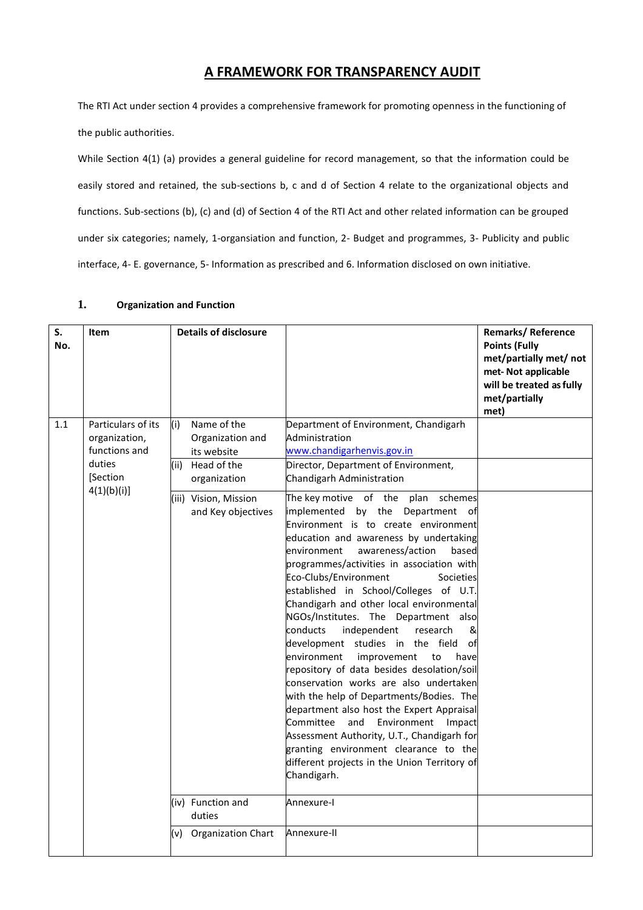# A FRAMEWORK FOR TRANSPARENCY AUDIT

The RTI Act under section 4 provides a comprehensive framework for promoting openness in the functioning of the public authorities.

While Section 4(1) (a) provides a general guideline for record management, so that the information could be easily stored and retained, the sub-sections b, c and d of Section 4 relate to the organizational objects and functions. Sub-sections (b), (c) and (d) of Section 4 of the RTI Act and other related information can be grouped under six categories; namely, 1-organsiation and function, 2- Budget and programmes, 3- Publicity and public interface, 4- E. governance, 5- Information as prescribed and 6. Information disclosed on own initiative.

## 1. Organization and Function

| S. No. | Item | Details of disclosure | | Remarks/ Reference Points (Fully met/partially met/ not met- Not applicable will be treated as fully met/partially met) |
|---|---|---|---|---|
| 1.1 | Particulars of its organization, functions and duties [Section 4(1)(b)(i)] | (i) Name of the Organization and its website | Department of Environment, Chandigarh Administration www.chandigarhenvis.gov.in | |
| | | (ii) Head of the organization | Director, Department of Environment, Chandigarh Administration | |
| | | (iii) Vision, Mission and Key objectives | The key motive of the plan schemes implemented by the Department of Environment is to create environment education and awareness by undertaking environment awareness/action based programmes/activities in association with Eco-Clubs/Environment Societies established in School/Colleges of U.T. Chandigarh and other local environmental NGOs/Institutes. The Department also conducts independent research & development studies in the field of environment improvement to have repository of data besides desolation/soil conservation works are also undertaken with the help of Departments/Bodies. The department also host the Expert Appraisal Committee and Environment Impact Assessment Authority, U.T., Chandigarh for granting environment clearance to the different projects in the Union Territory of Chandigarh. | |
| | | (iv) Function and duties | Annexure-I | |
| | | (v) Organization Chart | Annexure-II | |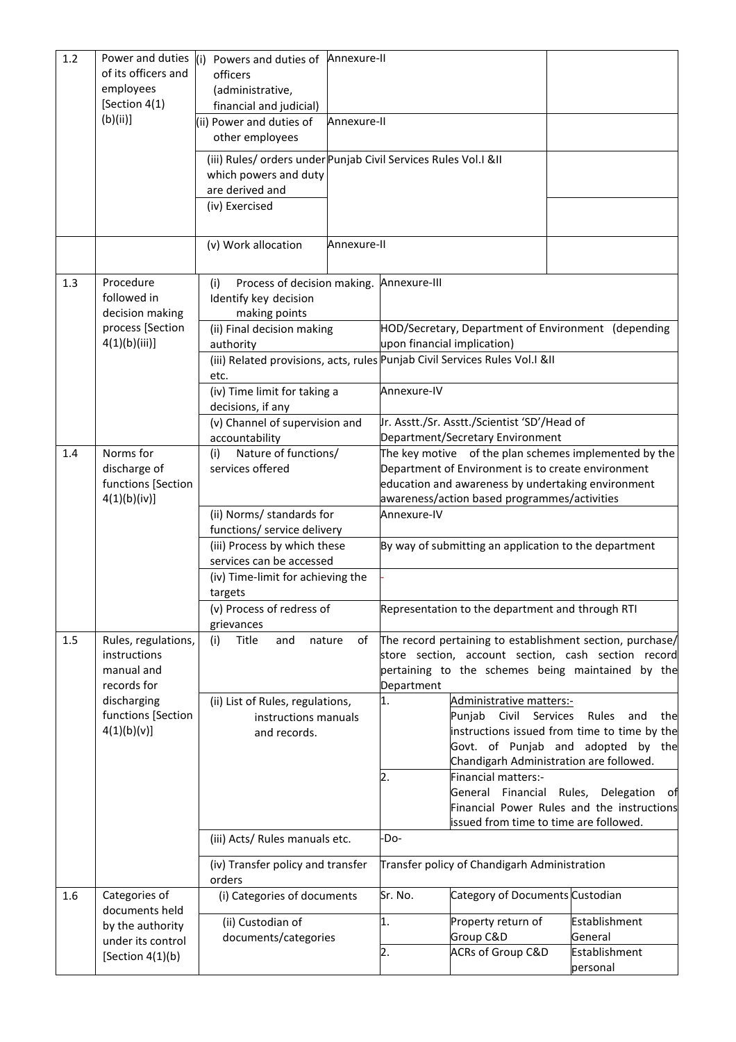| | | | | | |
|---|---|---|---|---|---|
| 1.2 | Power and duties of its officers and employees [Section 4(1)(b)(ii)] | (i) Powers and duties of officers (administrative, financial and judicial) | Annexure-II | | |
| | | (ii) Power and duties of other employees | Annexure-II | | |
| | | (iii) Rules/ orders under which powers and duty are derived and | Punjab Civil Services Rules Vol.I &II | | |
| | | (iv) Exercised | | | |
| | | (v) Work allocation | Annexure-II | | |
| 1.3 | Procedure followed in decision making process [Section 4(1)(b)(iii)] | (i) Process of decision making. Identify key decision making points | Annexure-III | | |
| | | (ii) Final decision making authority | HOD/Secretary, Department of Environment (depending upon financial implication) | | |
| | | (iii) Related provisions, acts, rules etc. | Punjab Civil Services Rules Vol.I &II | | |
| | | (iv) Time limit for taking a decisions, if any | Annexure-IV | | |
| | | (v) Channel of supervision and accountability | Jr. Asstt./Sr. Asstt./Scientist 'SD'/Head of Department/Secretary Environment | | |
| 1.4 | Norms for discharge of functions [Section 4(1)(b)(iv)] | (i) Nature of functions/ services offered | The key motive of the plan schemes implemented by the Department of Environment is to create environment education and awareness by undertaking environment awareness/action based programmes/activities | | |
| | | (ii) Norms/ standards for functions/ service delivery | Annexure-IV | | |
| | | (iii) Process by which these services can be accessed | By way of submitting an application to the department | | |
| | | (iv) Time-limit for achieving the targets | - | | |
| | | (v) Process of redress of grievances | Representation to the department and through RTI | | |
| 1.5 | Rules, regulations, instructions manual and records for discharging functions [Section 4(1)(b)(v)] | (i) Title and nature of | The record pertaining to establishment section, purchase/ store section, account section, cash section record pertaining to the schemes being maintained by the Department | | |
| | | (ii) List of Rules, regulations, instructions manuals and records. | 1. | Administrative matters:- Punjab Civil Services Rules and the instructions issued from time to time by the Govt. of Punjab and adopted by the Chandigarh Administration are followed. | |
| | | | 2. | Financial matters:- General Financial Rules, Delegation of Financial Power Rules and the instructions issued from time to time are followed. | |
| | | (iii) Acts/ Rules manuals etc. | -Do- | | |
| | | (iv) Transfer policy and transfer orders | Transfer policy of Chandigarh Administration | | |
| 1.6 | Categories of documents held by the authority under its control [Section 4(1)(b) | (i) Categories of documents | Sr. No. | Category of Documents | Custodian |
| | | (ii) Custodian of documents/categories | 1. | Property return of Group C&D | Establishment General |
| | | | 2. | ACRs of Group C&D | Establishment personal |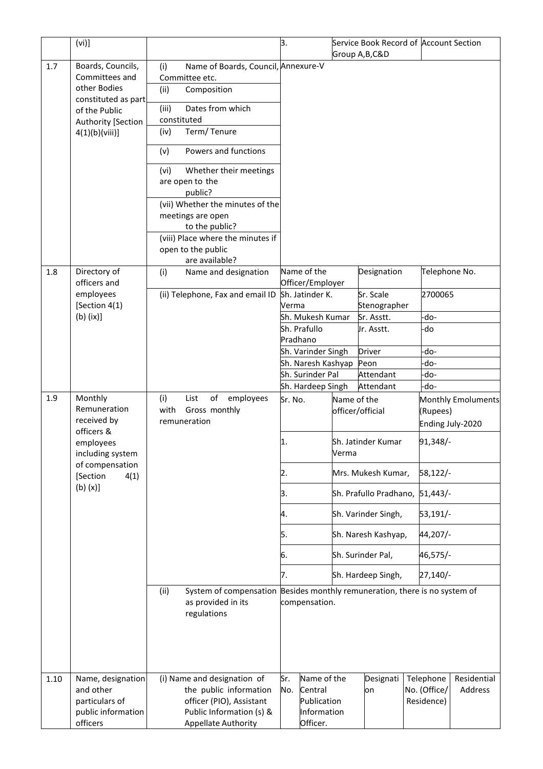| | | | | | |
|---|---|---|---|---|---|
| | (vi)] | | 3. | Service Book Record of Group A,B,C&D | Account Section |
| 1.7 | Boards, Councils, Committees and other Bodies constituted as part of the Public Authority [Section 4(1)(b)(viii)] | (i) Name of Boards, Council, Committee etc. | Annexure-V | | |
| | | (ii) Composition | | | |
| | | (iii) Dates from which constituted | | | |
| | | (iv) Term/ Tenure | | | |
| | | (v) Powers and functions | | | |
| | | (vi) Whether their meetings are open to the public? | | | |
| | | (vii) Whether the minutes of the meetings are open to the public? | | | |
| | | (viii) Place where the minutes if open to the public are available? | | | |
| 1.8 | Directory of officers and employees [Section 4(1) (b) (ix)] | (i) Name and designation | Name of the Officer/Employer | Designation | Telephone No. |
| | | (ii) Telephone, Fax and email ID | Sh. Jatinder K. Verma | Sr. Scale Stenographer | 2700065 |
| | | | Sh. Mukesh Kumar | Sr. Asstt. | -do- |
| | | | Sh. Prafullo Pradhano | Jr. Asstt. | -do |
| | | | Sh. Varinder Singh | Driver | -do- |
| | | | Sh. Naresh Kashyap | Peon | -do- |
| | | | Sh. Surinder Pal | Attendant | -do- |
| | | | Sh. Hardeep Singh | Attendant | -do- |
| 1.9 | Monthly Remuneration received by officers & employees including system of compensation [Section 4(1) (b) (x)] | (i) List of employees with Gross monthly remuneration | Sr. No. | Name of the officer/official | Monthly Emoluments (Rupees) Ending July-2020 |
| | | | 1. | Sh. Jatinder Kumar Verma | 91,348/- |
| | | | 2. | Mrs. Mukesh Kumar, | 58,122/- |
| | | | 3. | Sh. Prafullo Pradhano, | 51,443/- |
| | | | 4. | Sh. Varinder Singh, | 53,191/- |
| | | | 5. | Sh. Naresh Kashyap, | 44,207/- |
| | | | 6. | Sh. Surinder Pal, | 46,575/- |
| | | | 7. | Sh. Hardeep Singh, | 27,140/- |
| | | (ii) System of compensation as provided in its regulations | Besides monthly remuneration, there is no system of compensation. | | |

| | | | Sr. No. | Name of the Central Publication Information Officer. | Designation | Telephone No. (Office/ Residence) | Residential Address |
|---|---|---|---|---|---|---|---|
| 1.10 | Name, designation and other particulars of public information officers | (i) Name and designation of the public information officer (PIO), Assistant Public Information (s) & Appellate Authority | | | | | |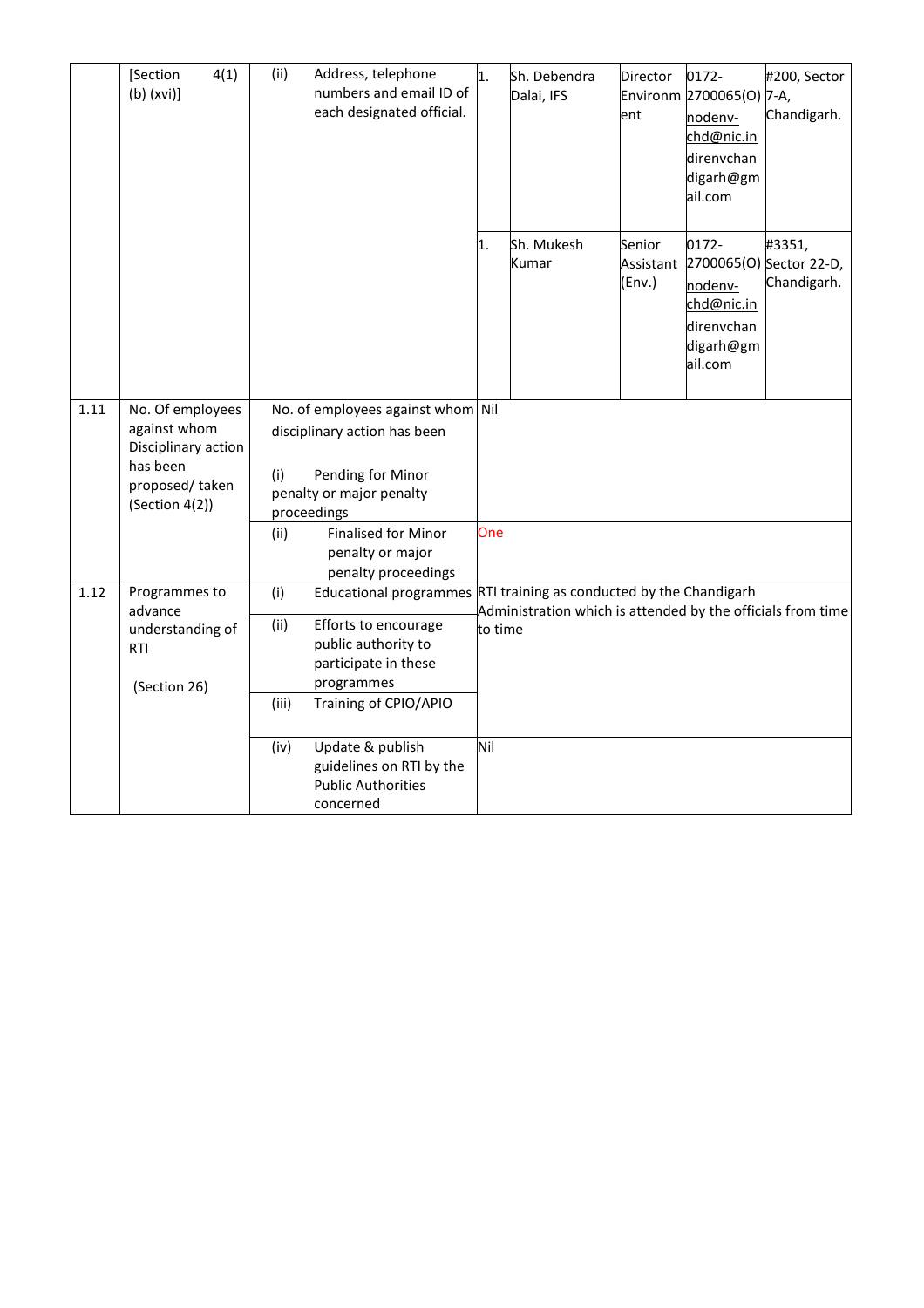| | | | | | | | |
|---|---|---|---|---|---|---|---|
| | [Section 4(1) (b) (xvi)] | (ii) Address, telephone numbers and email ID of each designated official. | 1. | Sh. Debendra Dalai, IFS | Director Environment | 0172-2700065(O) nodenv-chd@nic.in direnvchandigarh@gmail.com | #200, Sector 7-A, Chandigarh. |
| | | | 1. | Sh. Mukesh Kumar | Senior Assistant (Env.) | 0172-2700065(O) nodenv-chd@nic.in direnvchandigarh@gmail.com | #3351, Sector 22-D, Chandigarh. |
| 1.11 | No. Of employees against whom Disciplinary action has been proposed/ taken (Section 4(2)) | No. of employees against whom disciplinary action has been (i) Pending for Minor penalty or major penalty proceedings | Nil | | | | |
| | | (ii) Finalised for Minor penalty or major penalty proceedings | One | | | | |
| 1.12 | Programmes to advance understanding of RTI (Section 26) | (i) Educational programmes | RTI training as conducted by the Chandigarh Administration which is attended by the officials from time to time | | | | |
| | | (ii) Efforts to encourage public authority to participate in these programmes | | | | | |
| | | (iii) Training of CPIO/APIO | | | | | |
| | | (iv) Update & publish guidelines on RTI by the Public Authorities concerned | Nil | | | | |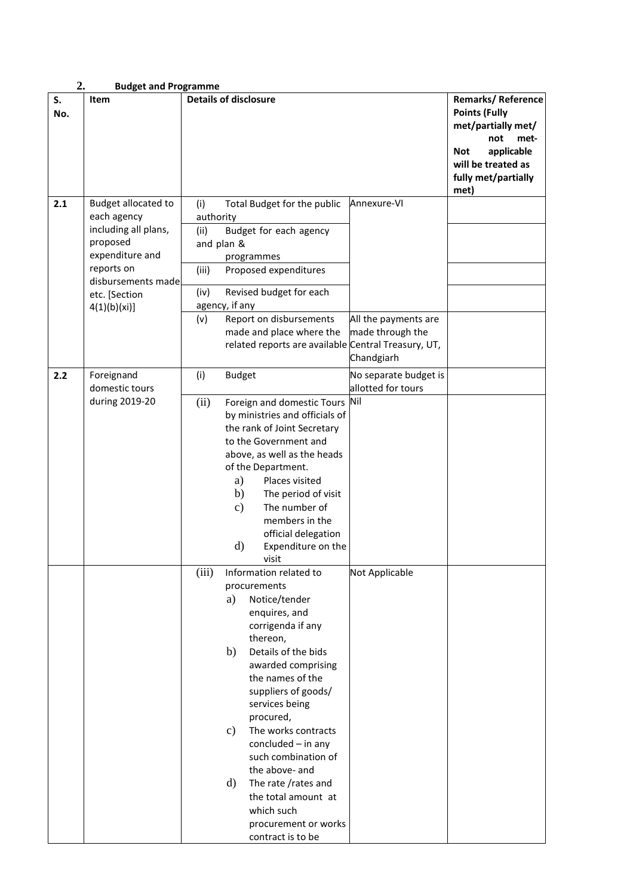## 2. Budget and Programme

| S. No. | Item | Details of disclosure | | Remarks/ Reference Points (Fully met/partially met/ not met- Not applicable will be treated as fully met/partially met) |
|---|---|---|---|---|
| 2.1 | Budget allocated to each agency including all plans, proposed expenditure and reports on disbursements made etc. [Section 4(1)(b)(xi)] | (i) Total Budget for the public authority | Annexure-VI | |
| | | (ii) Budget for each agency and plan & programmes | | |
| | | (iii) Proposed expenditures | | |
| | | (iv) Revised budget for each agency, if any | | |
| | | (v) Report on disbursements made and place where the related reports are available | All the payments are made through the Central Treasury, UT, Chandgiarh | |
| 2.2 | Foreignand domestic tours during 2019-20 | (i) Budget | No separate budget is allotted for tours | |
| | | (ii) Foreign and domestic Tours by ministries and officials of the rank of Joint Secretary to the Government and above, as well as the heads of the Department. a) Places visited b) The period of visit c) The number of members in the official delegation d) Expenditure on the visit | Nil | |
| | | (iii) Information related to procurements a) Notice/tender enquires, and corrigenda if any thereon, b) Details of the bids awarded comprising the names of the suppliers of goods/ services being procured, c) The works contracts concluded – in any such combination of the above- and d) The rate /rates and the total amount at which such procurement or works contract is to be | Not Applicable | |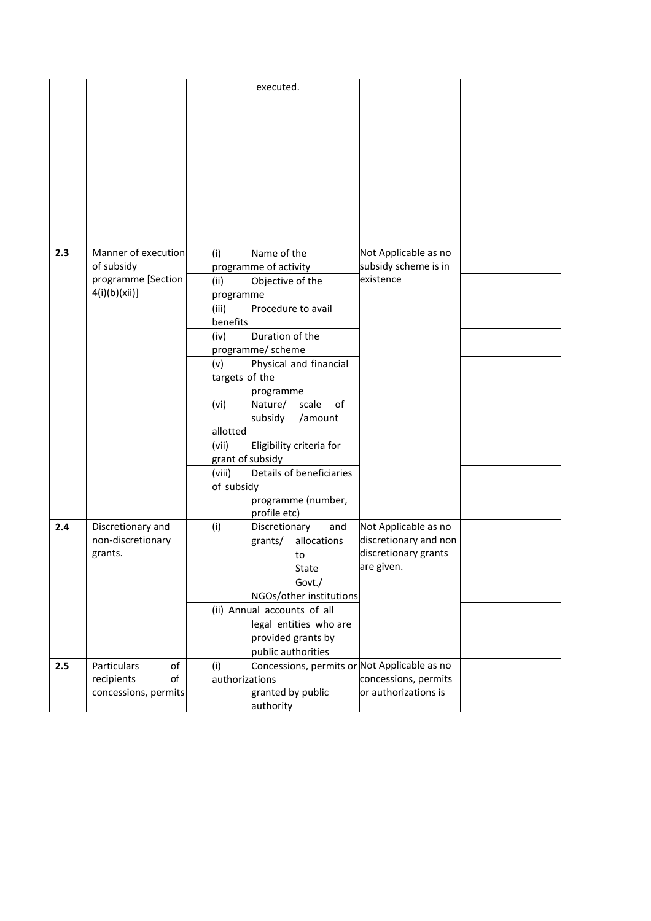| | | executed. | | |
|---|---|---|---|---|
| 2.3 | Manner of execution of subsidy programme [Section 4(i)(b)(xii)] | (i) Name of the programme of activity | Not Applicable as no subsidy scheme is in existence | |
| | | (ii) Objective of the programme | | |
| | | (iii) Procedure to avail benefits | | |
| | | (iv) Duration of the programme/ scheme | | |
| | | (v) Physical and financial targets of the programme | | |
| | | (vi) Nature/ scale of subsidy /amount allotted | | |
| | | (vii) Eligibility criteria for grant of subsidy | | |
| | | (viii) Details of beneficiaries of subsidy programme (number, profile etc) | | |
| 2.4 | Discretionary and non-discretionary grants. | (i) Discretionary and grants/ allocations to State Govt./ NGOs/other institutions | Not Applicable as no discretionary and non discretionary grants are given. | |
| | | (ii) Annual accounts of all legal entities who are provided grants by public authorities | | |
| 2.5 | Particulars of recipients of concessions, permits | (i) Concessions, permits or authorizations granted by public authority | Not Applicable as no concessions, permits or authorizations is | |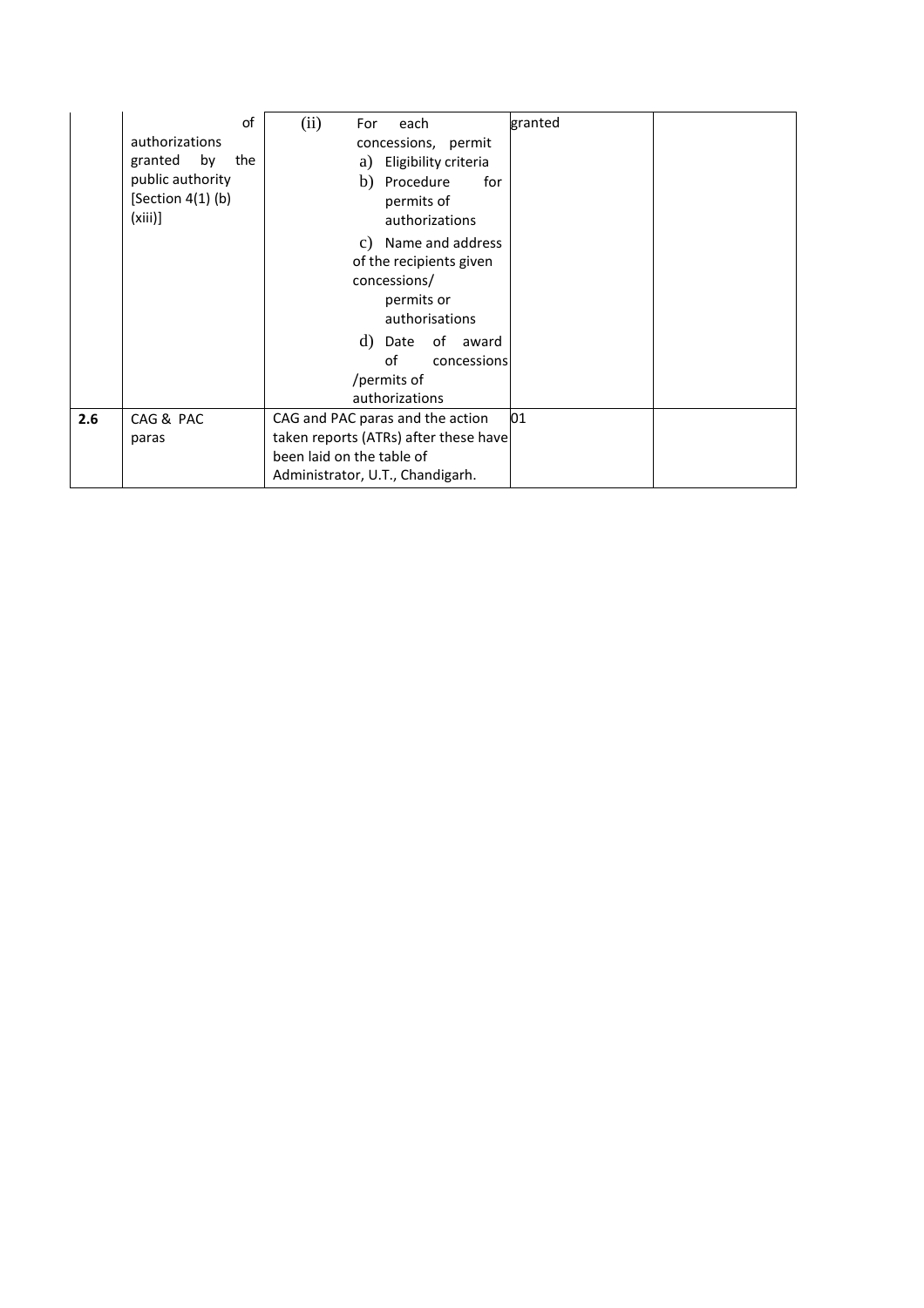|  | of authorizations granted by the public authority [Section 4(1) (b) (xiii)] | (ii) For each concessions, permit a) Eligibility criteria b) Procedure for permits of authorizations c) Name and address of the recipients given concessions/ permits or authorisations d) Date of award of concessions /permits of authorizations | granted |  |
|---|---|---|---|---|
| **2.6** | CAG & PAC paras | CAG and PAC paras and the action taken reports (ATRs) after these have been laid on the table of Administrator, U.T., Chandigarh. | 01 |  |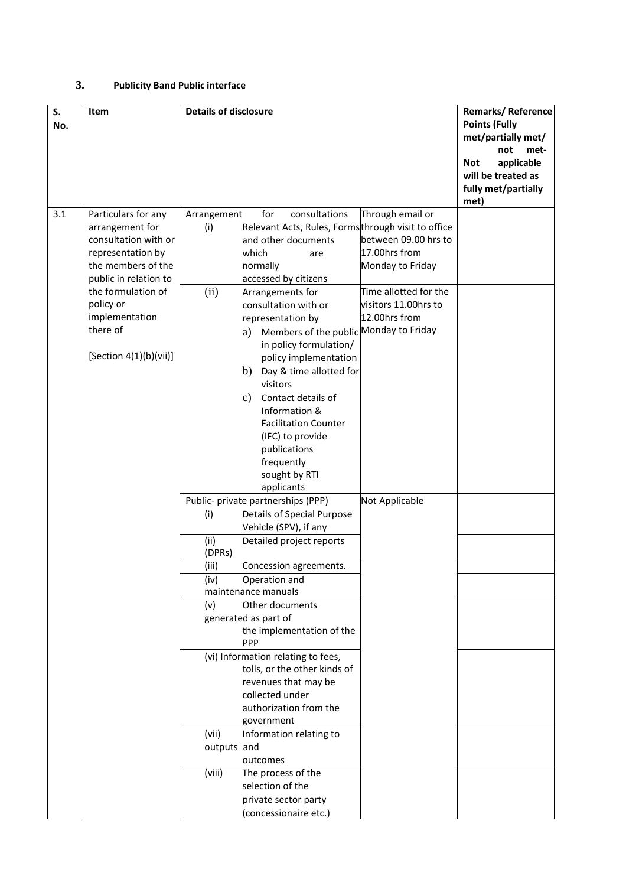### 3. Publicity Band Public interface

| S. No. | Item | Details of disclosure | | Remarks/ Reference Points (Fully met/partially met/ not met- Not applicable will be treated as fully met/partially met) |
|---|---|---|---|---|
| 3.1 | Particulars for any arrangement for consultation with or representation by the members of the public in relation to the formulation of policy or implementation there of [Section 4(1)(b)(vii)] | Arrangement for consultations (i) Relevant Acts, Rules, Forms and other documents which are normally accessed by citizens | Through email or through visit to office between 09.00 hrs to 17.00hrs from Monday to Friday | |
| | | (ii) Arrangements for consultation with or representation by a) Members of the public in policy formulation/ policy implementation b) Day & time allotted for visitors c) Contact details of Information & Facilitation Counter (IFC) to provide publications frequently sought by RTI applicants | Time allotted for the visitors 11.00hrs to 12.00hrs from Monday to Friday | |
| | | Public- private partnerships (PPP) (i) Details of Special Purpose Vehicle (SPV), if any | Not Applicable | |
| | | (ii) Detailed project reports (DPRs) | | |
| | | (iii) Concession agreements. | | |
| | | (iv) Operation and maintenance manuals | | |
| | | (v) Other documents generated as part of the implementation of the PPP | | |
| | | (vi) Information relating to fees, tolls, or the other kinds of revenues that may be collected under authorization from the government | | |
| | | (vii) Information relating to outputs and outcomes | | |
| | | (viii) The process of the selection of the private sector party (concessionaire etc.) | | |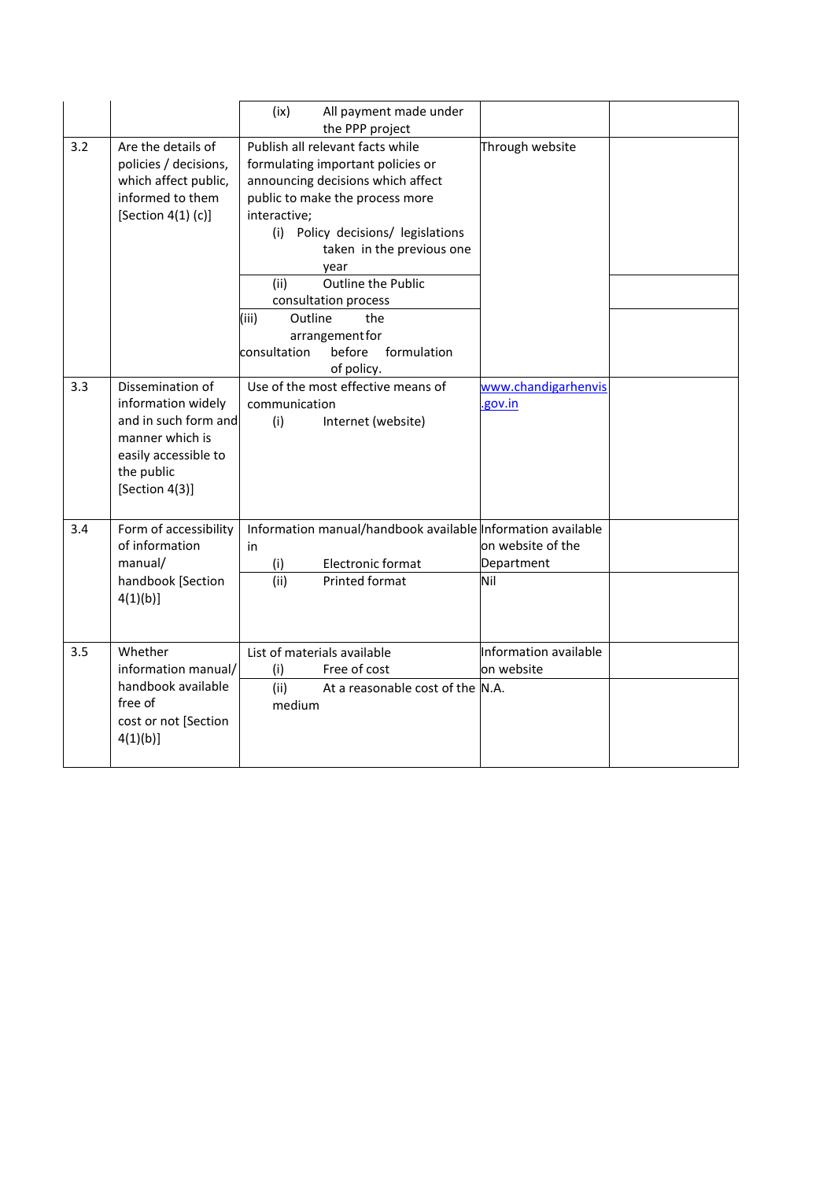| | | | | |
|---|---|---|---|---|
| | | (ix) All payment made under the PPP project | | |
| 3.2 | Are the details of policies / decisions, which affect public, informed to them [Section 4(1) (c)] | Publish all relevant facts while formulating important policies or announcing decisions which affect public to make the process more interactive; (i) Policy decisions/ legislations taken in the previous one year | Through website | |
| | | (ii) Outline the Public consultation process | | |
| | | (iii) Outline the arrangement for consultation before formulation of policy. | | |
| 3.3 | Dissemination of information widely and in such form and manner which is easily accessible to the public [Section 4(3)] | Use of the most effective means of communication (i) Internet (website) | www.chandigarhenvis.gov.in | |
| 3.4 | Form of accessibility of information manual/ handbook [Section 4(1)(b)] | Information manual/handbook available in (i) Electronic format | Information available on website of the Department | |
| | | (ii) Printed format | Nil | |
| 3.5 | Whether information manual/ handbook available free of cost or not [Section 4(1)(b)] | List of materials available (i) Free of cost | Information available on website | |
| | | (ii) At a reasonable cost of the medium | N.A. | |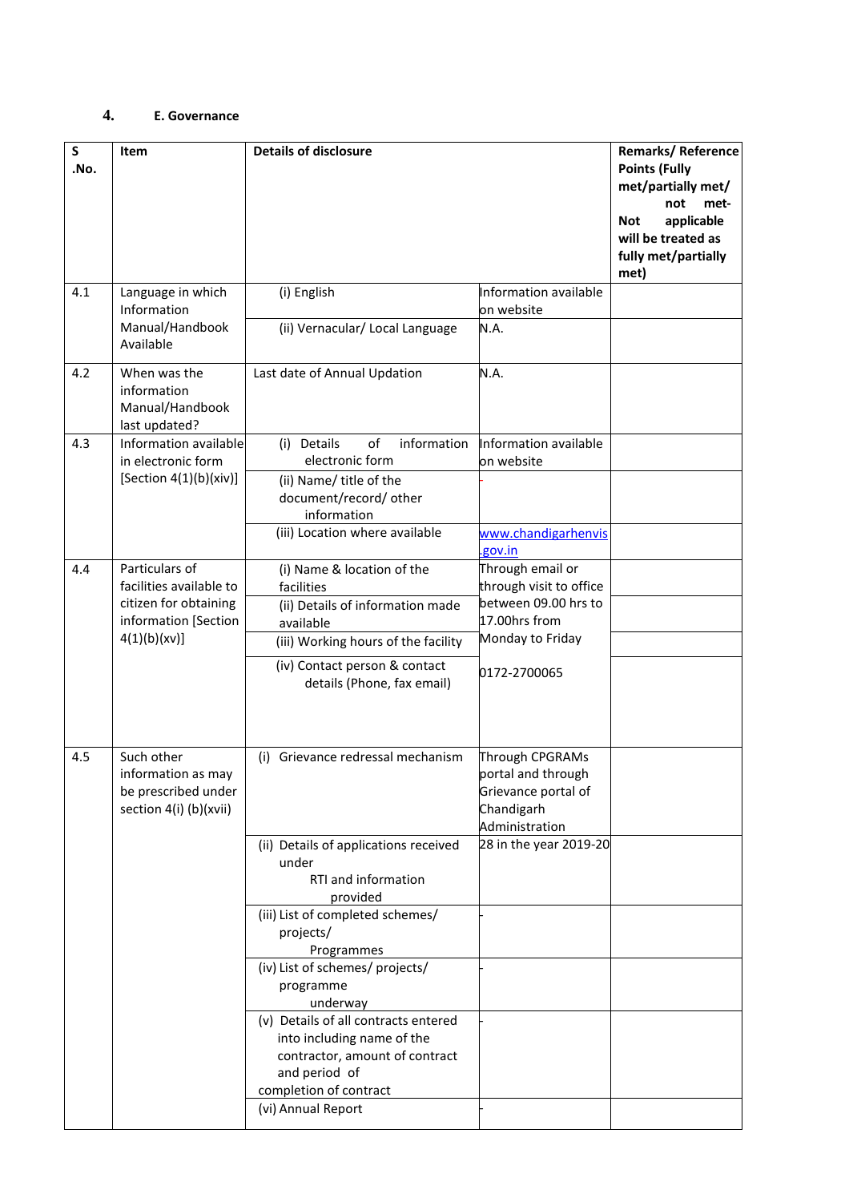## 4. E. Governance

| S .No. | Item | Details of disclosure | | Remarks/ Reference Points (Fully met/partially met/ not met- Not applicable will be treated as fully met/partially met) |
|---|---|---|---|---|
| 4.1 | Language in which Information Manual/Handbook Available | (i) English | Information available on website | |
| | | (ii) Vernacular/ Local Language | N.A. | |
| 4.2 | When was the information Manual/Handbook last updated? | Last date of Annual Updation | N.A. | |
| 4.3 | Information available in electronic form [Section 4(1)(b)(xiv)] | (i) Details of information electronic form | Information available on website | |
| | | (ii) Name/ title of the document/record/ other information | - | |
| | | (iii) Location where available | www.chandigarhenvis.gov.in | |
| 4.4 | Particulars of facilities available to citizen for obtaining information [Section 4(1)(b)(xv)] | (i) Name & location of the facilities | Through email or through visit to office between 09.00 hrs to 17.00hrs from Monday to Friday | |
| | | (ii) Details of information made available | | |
| | | (iii) Working hours of the facility | | |
| | | (iv) Contact person & contact details (Phone, fax email) | 0172-2700065 | |
| 4.5 | Such other information as may be prescribed under section 4(i) (b)(xvii) | (i) Grievance redressal mechanism | Through CPGRAMs portal and through Grievance portal of Chandigarh Administration | |
| | | (ii) Details of applications received under RTI and information provided | 28 in the year 2019-20 | |
| | | (iii) List of completed schemes/ projects/ Programmes | - | |
| | | (iv) List of schemes/ projects/ programme underway | - | |
| | | (v) Details of all contracts entered into including name of the contractor, amount of contract and period of completion of contract | - | |
| | | (vi) Annual Report | - | |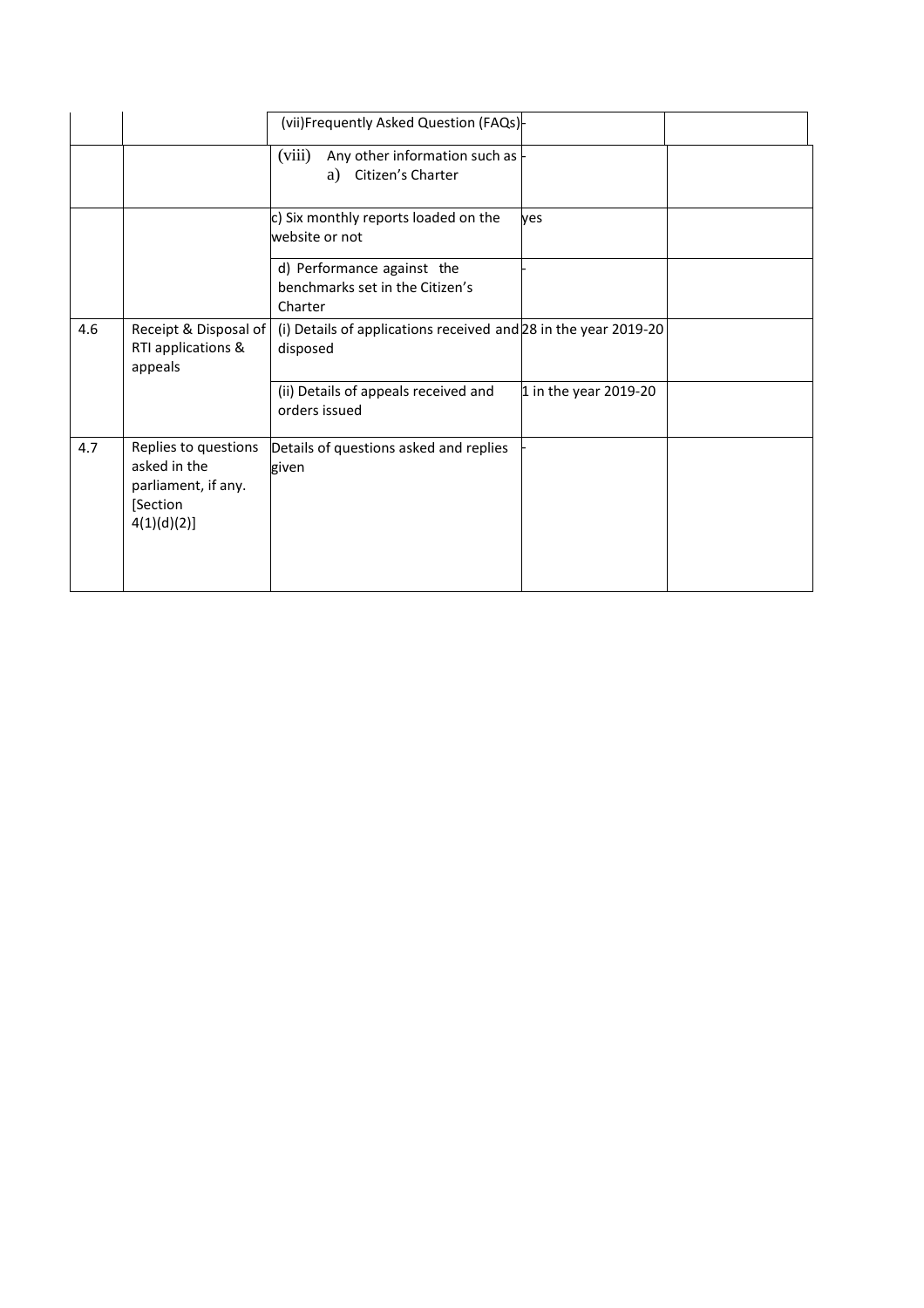| | | | | |
|---|---|---|---|---|
| | | (vii)Frequently Asked Question (FAQs) | - | |
| | | (viii) Any other information such as a) Citizen's Charter | - | |
| | | c) Six monthly reports loaded on the website or not | yes | |
| | | d) Performance against the benchmarks set in the Citizen's Charter | - | |
| 4.6 | Receipt & Disposal of RTI applications & appeals | (i) Details of applications received and disposed | 28 in the year 2019-20 | |
| | | (ii) Details of appeals received and orders issued | 1 in the year 2019-20 | |
| 4.7 | Replies to questions asked in the parliament, if any. [Section 4(1)(d)(2)] | Details of questions asked and replies given | - | |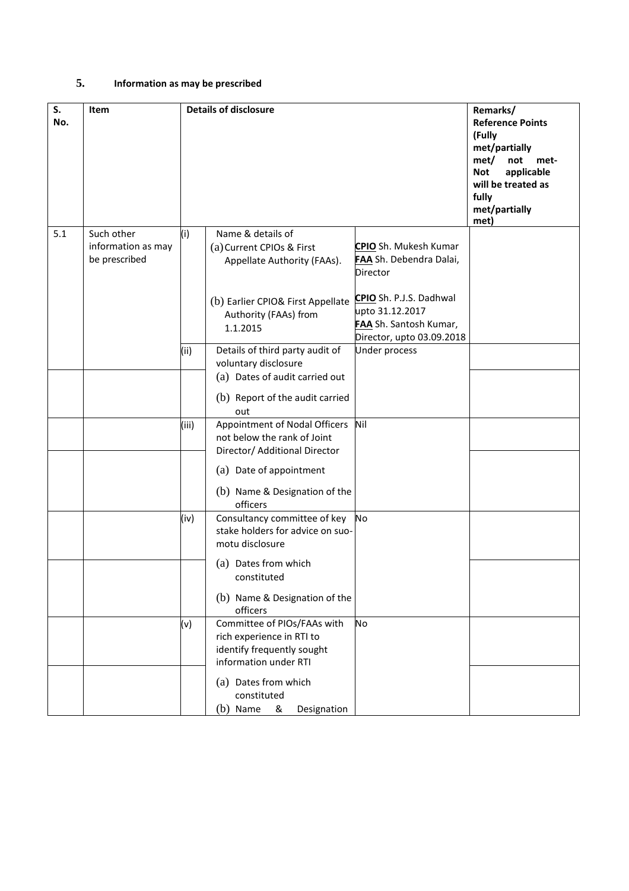## 5. Information as may be prescribed

| S. No. | Item | | Details of disclosure | | Remarks/ Reference Points (Fully met/partially met/ not met- Not applicable will be treated as fully met/partially met) |
|---|---|---|---|---|---|
| 5.1 | Such other information as may be prescribed | (i) | Name & details of (a) Current CPIOs & First Appellate Authority (FAAs). | **CPIO** Sh. Mukesh Kumar **FAA** Sh. Debendra Dalai, Director | |
| | | | (b) Earlier CPIO& First Appellate Authority (FAAs) from 1.1.2015 | **CPIO** Sh. P.J.S. Dadhwal upto 31.12.2017 **FAA** Sh. Santosh Kumar, Director, upto 03.09.2018 | |
| | | (ii) | Details of third party audit of voluntary disclosure | Under process | |
| | | | (a) Dates of audit carried out (b) Report of the audit carried out | | |
| | | (iii) | Appointment of Nodal Officers not below the rank of Joint Director/ Additional Director | Nil | |
| | | | (a) Date of appointment (b) Name & Designation of the officers | | |
| | | (iv) | Consultancy committee of key stake holders for advice on suo-motu disclosure | No | |
| | | | (a) Dates from which constituted (b) Name & Designation of the officers | | |
| | | (v) | Committee of PIOs/FAAs with rich experience in RTI to identify frequently sought information under RTI | No | |
| | | | (a) Dates from which constituted (b) Name & Designation | | |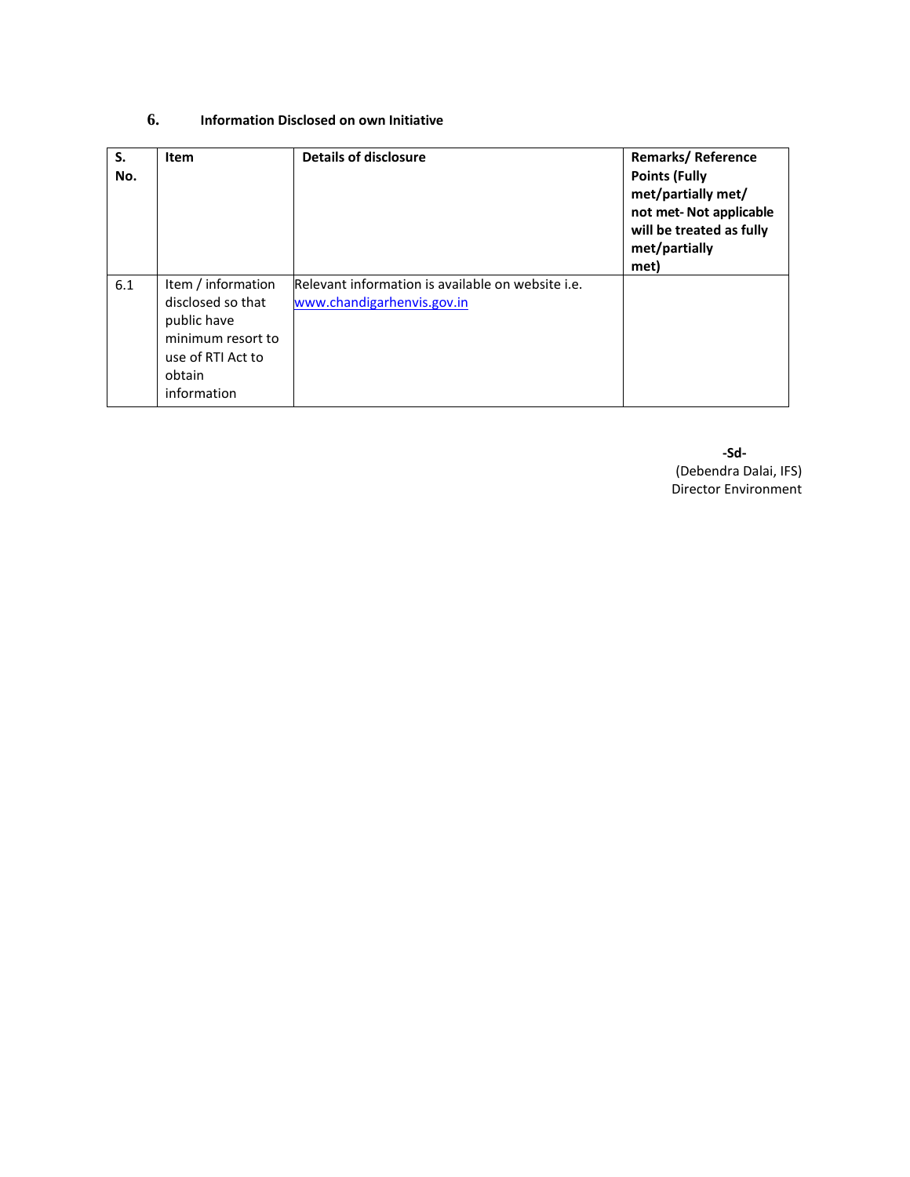## 6. Information Disclosed on own Initiative

| S. No. | Item | Details of disclosure | Remarks/ Reference Points (Fully met/partially met/ not met- Not applicable will be treated as fully met/partially met) |
|---|---|---|---|
| 6.1 | Item / information disclosed so that public have minimum resort to use of RTI Act to obtain information | Relevant information is available on website i.e. www.chandigarhenvis.gov.in | |

**-Sd-**
(Debendra Dalai, IFS)
Director Environment